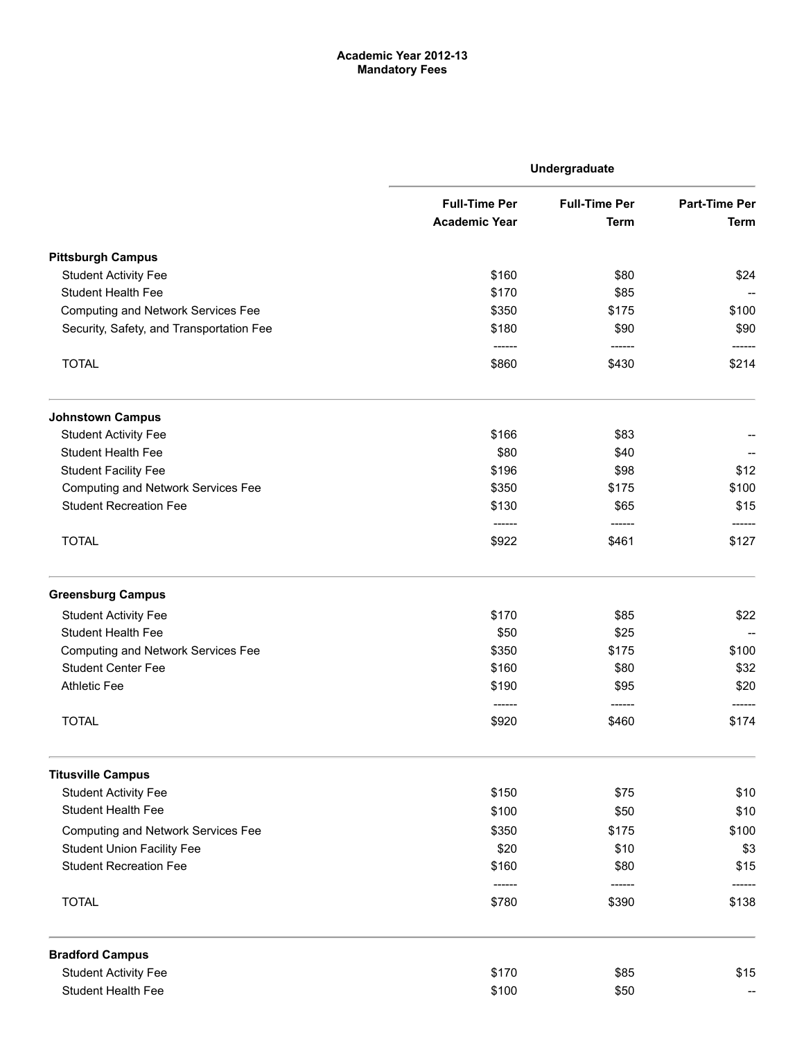**Academic Year 2012-13**
**Mandatory Fees**

| | Undergraduate | | |
|---|---|---|---|
| | Full-Time Per Academic Year | Full-Time Per Term | Part-Time Per Term |
| **Pittsburgh Campus** | | | |
| Student Activity Fee | $160 | $80 | $24 |
| Student Health Fee | $170 | $85 | -- |
| Computing and Network Services Fee | $350 | $175 | $100 |
| Security, Safety, and Transportation Fee | $180 | $90 | $90 |
| | ------ | ------ | ------ |
| TOTAL | $860 | $430 | $214 |
| **Johnstown Campus** | | | |
| Student Activity Fee | $166 | $83 | -- |
| Student Health Fee | $80 | $40 | -- |
| Student Facility Fee | $196 | $98 | $12 |
| Computing and Network Services Fee | $350 | $175 | $100 |
| Student Recreation Fee | $130 | $65 | $15 |
| | ------ | ------ | ------ |
| TOTAL | $922 | $461 | $127 |
| **Greensburg Campus** | | | |
| Student Activity Fee | $170 | $85 | $22 |
| Student Health Fee | $50 | $25 | -- |
| Computing and Network Services Fee | $350 | $175 | $100 |
| Student Center Fee | $160 | $80 | $32 |
| Athletic Fee | $190 | $95 | $20 |
| | ------ | ------ | ------ |
| TOTAL | $920 | $460 | $174 |
| **Titusville Campus** | | | |
| Student Activity Fee | $150 | $75 | $10 |
| Student Health Fee | $100 | $50 | $10 |
| Computing and Network Services Fee | $350 | $175 | $100 |
| Student Union Facility Fee | $20 | $10 | $3 |
| Student Recreation Fee | $160 | $80 | $15 |
| | ------ | ------ | ------ |
| TOTAL | $780 | $390 | $138 |
| **Bradford Campus** | | | |
| Student Activity Fee | $170 | $85 | $15 |
| Student Health Fee | $100 | $50 | -- |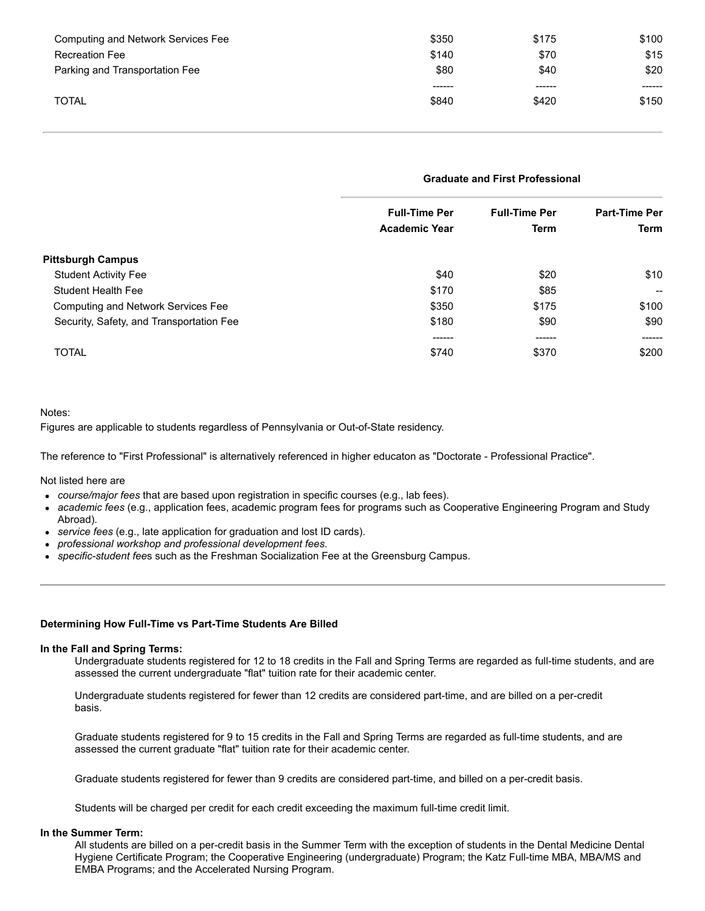| | | | |
|---|---|---|---|
| Computing and Network Services Fee | $350 | $175 | $100 |
| Recreation Fee | $140 | $70 | $15 |
| Parking and Transportation Fee | $80 | $40 | $20 |
| | ------ | ------ | ------ |
| TOTAL | $840 | $420 | $150 |

---

| | Graduate and First Professional | | |
|---|---|---|---|
| | Full-Time Per Academic Year | Full-Time Per Term | Part-Time Per Term |
| **Pittsburgh Campus** | | | |
| Student Activity Fee | $40 | $20 | $10 |
| Student Health Fee | $170 | $85 | -- |
| Computing and Network Services Fee | $350 | $175 | $100 |
| Security, Safety, and Transportation Fee | $180 | $90 | $90 |
| | ------ | ------ | ------ |
| TOTAL | $740 | $370 | $200 |

Notes:
Figures are applicable to students regardless of Pennsylvania or Out-of-State residency.

The reference to "First Professional" is alternatively referenced in higher educaton as "Doctorate - Professional Practice".

Not listed here are

- *course/major fees* that are based upon registration in specific courses (e.g., lab fees).
- *academic fees* (e.g., application fees, academic program fees for programs such as Cooperative Engineering Program and Study Abroad).
- *service fees* (e.g., late application for graduation and lost ID cards).
- *professional workshop and professional development fees*.
- *specific-student fee*s such as the Freshman Socialization Fee at the Greensburg Campus.

---

**Determining How Full-Time vs Part-Time Students Are Billed**

**In the Fall and Spring Terms:**

Undergraduate students registered for 12 to 18 credits in the Fall and Spring Terms are regarded as full-time students, and are assessed the current undergraduate "flat" tuition rate for their academic center.

Undergraduate students registered for fewer than 12 credits are considered part-time, and are billed on a per-credit basis.

Graduate students registered for 9 to 15 credits in the Fall and Spring Terms are regarded as full-time students, and are assessed the current graduate "flat" tuition rate for their academic center.

Graduate students registered for fewer than 9 credits are considered part-time, and billed on a per-credit basis.

Students will be charged per credit for each credit exceeding the maximum full-time credit limit.

**In the Summer Term:**

All students are billed on a per-credit basis in the Summer Term with the exception of students in the Dental Medicine Dental Hygiene Certificate Program; the Cooperative Engineering (undergraduate) Program; the Katz Full-time MBA, MBA/MS and EMBA Programs; and the Accelerated Nursing Program.